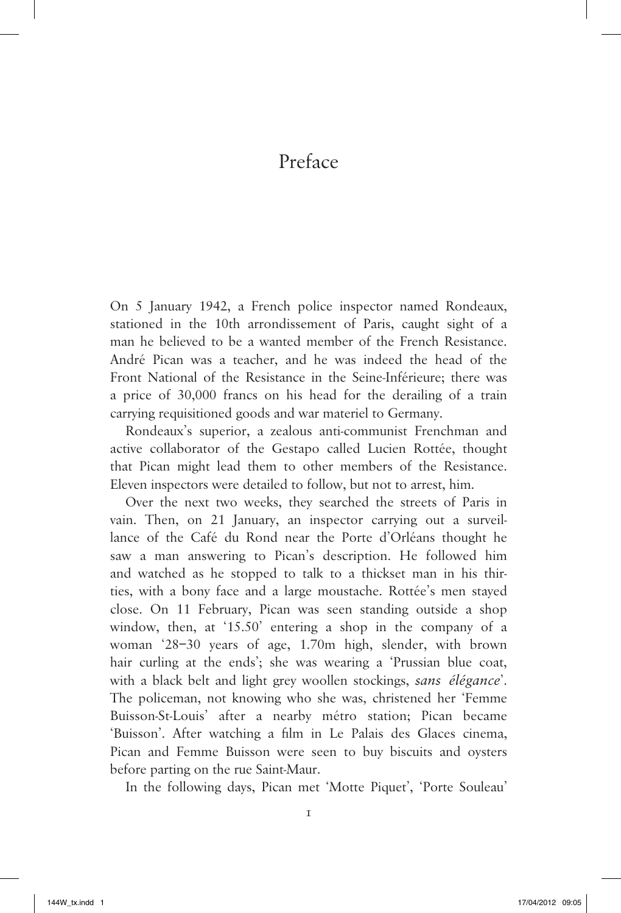# Preface

On 5 January 1942, a French police inspector named Rondeaux, stationed in the 10th arrondissement of Paris, caught sight of a man he believed to be a wanted member of the French Resistance. André Pican was a teacher, and he was indeed the head of the Front National of the Resistance in the Seine-Inférieure; there was a price of 30,000 francs on his head for the derailing of a train carrying requisitioned goods and war materiel to Germany.

Rondeaux's superior, a zealous anti-communist Frenchman and active collaborator of the Gestapo called Lucien Rottée, thought that Pican might lead them to other members of the Resistance. Eleven inspectors were detailed to follow, but not to arrest, him.

Over the next two weeks, they searched the streets of Paris in vain. Then, on 21 January, an inspector carrying out a surveillance of the Café du Rond near the Porte d'Orléans thought he saw a man answering to Pican's description. He followed him and watched as he stopped to talk to a thickset man in his thirties, with a bony face and a large moustache. Rottée's men stayed close. On 11 February, Pican was seen standing outside a shop window, then, at '15.50' entering a shop in the company of a woman '28–30 years of age, 1.70m high, slender, with brown hair curling at the ends'; she was wearing a 'Prussian blue coat, with a black belt and light grey woollen stockings, *sans élégance*'. The policeman, not knowing who she was, christened her 'Femme Buisson-St-Louis' after a nearby métro station; Pican became 'Buisson'. After watching a film in Le Palais des Glaces cinema, Pican and Femme Buisson were seen to buy biscuits and oysters before parting on the rue Saint-Maur.

In the following days, Pican met 'Motte Piquet', 'Porte Souleau'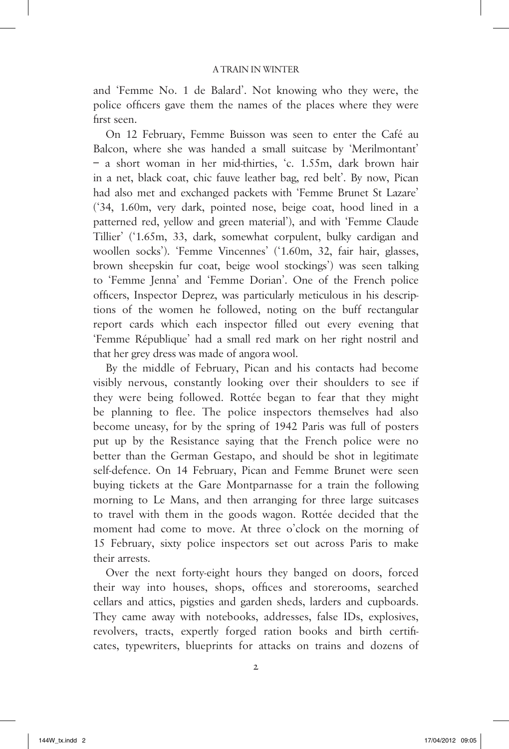and 'Femme No. 1 de Balard'. Not knowing who they were, the police officers gave them the names of the places where they were first seen.

On 12 February, Femme Buisson was seen to enter the Café au Balcon, where she was handed a small suitcase by 'Merilmontant' – a short woman in her mid-thirties, 'c. 1.55m, dark brown hair in a net, black coat, chic fauve leather bag, red belt'. By now, Pican had also met and exchanged packets with 'Femme Brunet St Lazare' ('34, 1.60m, very dark, pointed nose, beige coat, hood lined in a patterned red, yellow and green material'), and with 'Femme Claude Tillier' ('1.65m, 33, dark, somewhat corpulent, bulky cardigan and woollen socks'). 'Femme Vincennes' ('1.60m, 32, fair hair, glasses, brown sheepskin fur coat, beige wool stockings') was seen talking to 'Femme Jenna' and 'Femme Dorian'. One of the French police officers, Inspector Deprez, was particularly meticulous in his descriptions of the women he followed, noting on the buff rectangular report cards which each inspector filled out every evening that 'Femme République' had a small red mark on her right nostril and that her grey dress was made of angora wool.

By the middle of February, Pican and his contacts had become visibly nervous, constantly looking over their shoulders to see if they were being followed. Rottée began to fear that they might be planning to flee. The police inspectors themselves had also become uneasy, for by the spring of 1942 Paris was full of posters put up by the Resistance saying that the French police were no better than the German Gestapo, and should be shot in legitimate self-defence. On 14 February, Pican and Femme Brunet were seen buying tickets at the Gare Montparnasse for a train the following morning to Le Mans, and then arranging for three large suitcases to travel with them in the goods wagon. Rottée decided that the moment had come to move. At three o'clock on the morning of 15 February, sixty police inspectors set out across Paris to make their arrests.

Over the next forty-eight hours they banged on doors, forced their way into houses, shops, offices and storerooms, searched cellars and attics, pigsties and garden sheds, larders and cupboards. They came away with notebooks, addresses, false IDs, explosives, revolvers, tracts, expertly forged ration books and birth certificates, typewriters, blueprints for attacks on trains and dozens of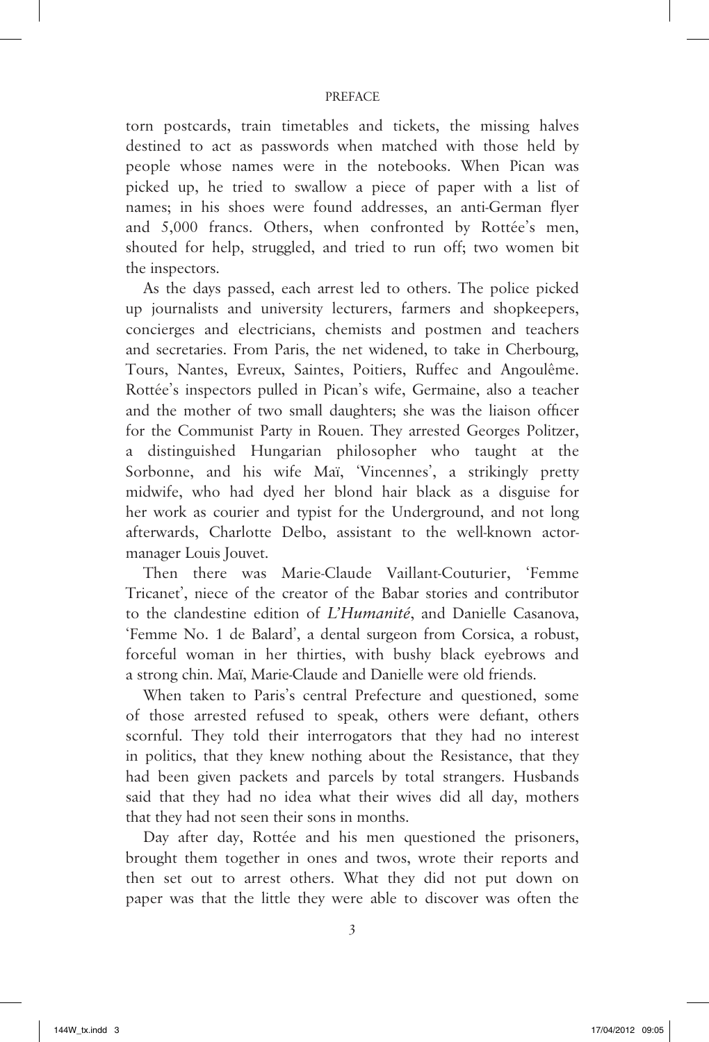torn postcards, train timetables and tickets, the missing halves destined to act as passwords when matched with those held by people whose names were in the notebooks. When Pican was picked up, he tried to swallow a piece of paper with a list of names; in his shoes were found addresses, an anti-German flyer and 5,000 francs. Others, when confronted by Rottée's men, shouted for help, struggled, and tried to run off; two women bit the inspectors.

As the days passed, each arrest led to others. The police picked up journalists and university lecturers, farmers and shopkeepers, concierges and electricians, chemists and postmen and teachers and secretaries. From Paris, the net widened, to take in Cherbourg, Tours, Nantes, Evreux, Saintes, Poitiers, Ruffec and Angoulême. Rottée's inspectors pulled in Pican's wife, Germaine, also a teacher and the mother of two small daughters; she was the liaison officer for the Communist Party in Rouen. They arrested Georges Politzer, a distinguished Hungarian philosopher who taught at the Sorbonne, and his wife Maï, 'Vincennes', a strikingly pretty midwife, who had dyed her blond hair black as a disguise for her work as courier and typist for the Underground, and not long afterwards, Charlotte Delbo, assistant to the well-known actor-manager Louis Jouvet.

Then there was Marie-Claude Vaillant-Couturier, 'Femme Tricanet', niece of the creator of the Babar stories and contributor to the clandestine edition of *L'Humanité*, and Danielle Casanova, 'Femme No. 1 de Balard', a dental surgeon from Corsica, a robust, forceful woman in her thirties, with bushy black eyebrows and a strong chin. Maï, Marie-Claude and Danielle were old friends.

When taken to Paris's central Prefecture and questioned, some of those arrested refused to speak, others were defiant, others scornful. They told their interrogators that they had no interest in politics, that they knew nothing about the Resistance, that they had been given packets and parcels by total strangers. Husbands said that they had no idea what their wives did all day, mothers that they had not seen their sons in months.

Day after day, Rottée and his men questioned the prisoners, brought them together in ones and twos, wrote their reports and then set out to arrest others. What they did not put down on paper was that the little they were able to discover was often the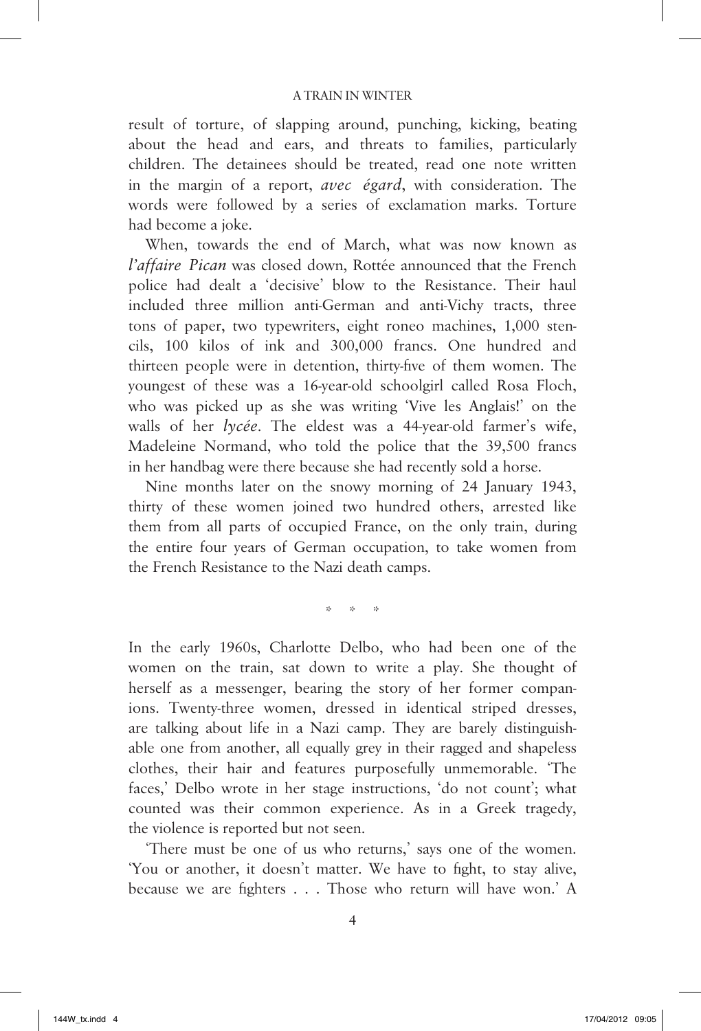result of torture, of slapping around, punching, kicking, beating about the head and ears, and threats to families, particularly children. The detainees should be treated, read one note written in the margin of a report, *avec égard*, with consideration. The words were followed by a series of exclamation marks. Torture had become a joke.

When, towards the end of March, what was now known as *l'affaire Pican* was closed down, Rottée announced that the French police had dealt a 'decisive' blow to the Resistance. Their haul included three million anti-German and anti-Vichy tracts, three tons of paper, two typewriters, eight roneo machines, 1,000 stencils, 100 kilos of ink and 300,000 francs. One hundred and thirteen people were in detention, thirty-five of them women. The youngest of these was a 16-year-old schoolgirl called Rosa Floch, who was picked up as she was writing 'Vive les Anglais!' on the walls of her *lycée*. The eldest was a 44-year-old farmer's wife, Madeleine Normand, who told the police that the 39,500 francs in her handbag were there because she had recently sold a horse.

Nine months later on the snowy morning of 24 January 1943, thirty of these women joined two hundred others, arrested like them from all parts of occupied France, on the only train, during the entire four years of German occupation, to take women from the French Resistance to the Nazi death camps.

\* \* \*

In the early 1960s, Charlotte Delbo, who had been one of the women on the train, sat down to write a play. She thought of herself as a messenger, bearing the story of her former companions. Twenty-three women, dressed in identical striped dresses, are talking about life in a Nazi camp. They are barely distinguishable one from another, all equally grey in their ragged and shapeless clothes, their hair and features purposefully unmemorable. 'The faces,' Delbo wrote in her stage instructions, 'do not count'; what counted was their common experience. As in a Greek tragedy, the violence is reported but not seen.

'There must be one of us who returns,' says one of the women. 'You or another, it doesn't matter. We have to fight, to stay alive, because we are fighters . . . Those who return will have won.' A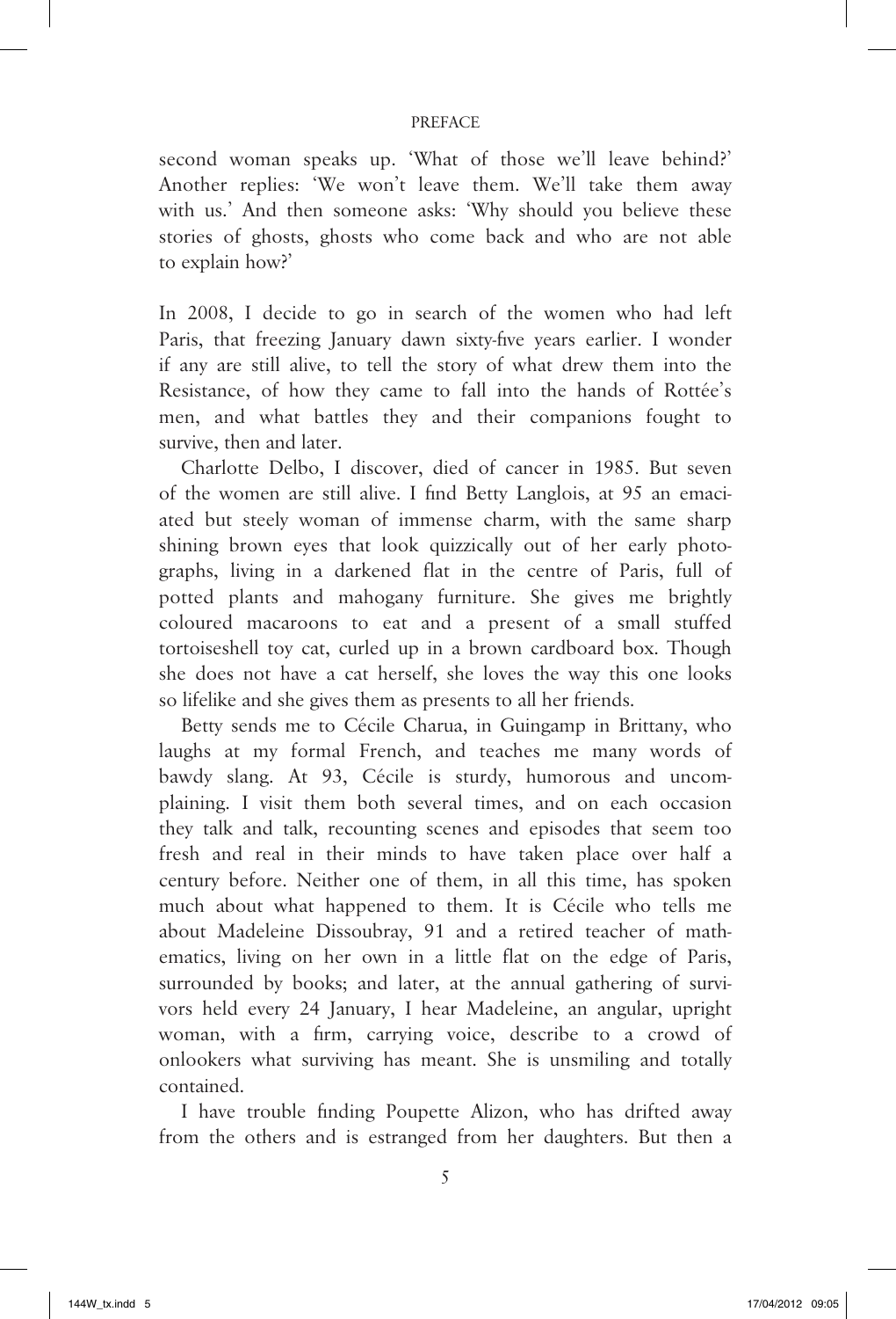second woman speaks up. 'What of those we'll leave behind?' Another replies: 'We won't leave them. We'll take them away with us.' And then someone asks: 'Why should you believe these stories of ghosts, ghosts who come back and who are not able to explain how?'

In 2008, I decide to go in search of the women who had left Paris, that freezing January dawn sixty-five years earlier. I wonder if any are still alive, to tell the story of what drew them into the Resistance, of how they came to fall into the hands of Rottée's men, and what battles they and their companions fought to survive, then and later.

Charlotte Delbo, I discover, died of cancer in 1985. But seven of the women are still alive. I find Betty Langlois, at 95 an emaciated but steely woman of immense charm, with the same sharp shining brown eyes that look quizzically out of her early photographs, living in a darkened flat in the centre of Paris, full of potted plants and mahogany furniture. She gives me brightly coloured macaroons to eat and a present of a small stuffed tortoiseshell toy cat, curled up in a brown cardboard box. Though she does not have a cat herself, she loves the way this one looks so lifelike and she gives them as presents to all her friends.

Betty sends me to Cécile Charua, in Guingamp in Brittany, who laughs at my formal French, and teaches me many words of bawdy slang. At 93, Cécile is sturdy, humorous and uncomplaining. I visit them both several times, and on each occasion they talk and talk, recounting scenes and episodes that seem too fresh and real in their minds to have taken place over half a century before. Neither one of them, in all this time, has spoken much about what happened to them. It is Cécile who tells me about Madeleine Dissoubray, 91 and a retired teacher of mathematics, living on her own in a little flat on the edge of Paris, surrounded by books; and later, at the annual gathering of survivors held every 24 January, I hear Madeleine, an angular, upright woman, with a firm, carrying voice, describe to a crowd of onlookers what surviving has meant. She is unsmiling and totally contained.

I have trouble finding Poupette Alizon, who has drifted away from the others and is estranged from her daughters. But then a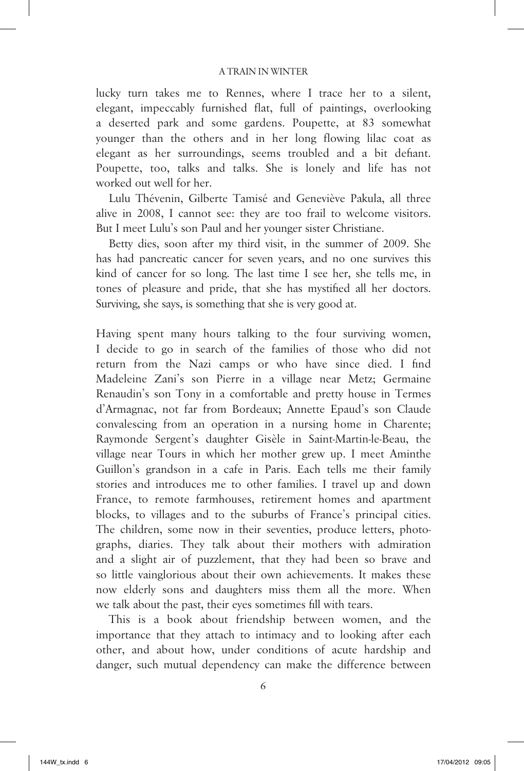lucky turn takes me to Rennes, where I trace her to a silent, elegant, impeccably furnished flat, full of paintings, overlooking a deserted park and some gardens. Poupette, at 83 somewhat younger than the others and in her long flowing lilac coat as elegant as her surroundings, seems troubled and a bit defiant. Poupette, too, talks and talks. She is lonely and life has not worked out well for her.

Lulu Thévenin, Gilberte Tamisé and Geneviève Pakula, all three alive in 2008, I cannot see: they are too frail to welcome visitors. But I meet Lulu's son Paul and her younger sister Christiane.

Betty dies, soon after my third visit, in the summer of 2009. She has had pancreatic cancer for seven years, and no one survives this kind of cancer for so long. The last time I see her, she tells me, in tones of pleasure and pride, that she has mystified all her doctors. Surviving, she says, is something that she is very good at.

Having spent many hours talking to the four surviving women, I decide to go in search of the families of those who did not return from the Nazi camps or who have since died. I find Madeleine Zani's son Pierre in a village near Metz; Germaine Renaudin's son Tony in a comfortable and pretty house in Termes d'Armagnac, not far from Bordeaux; Annette Epaud's son Claude convalescing from an operation in a nursing home in Charente; Raymonde Sergent's daughter Gisèle in Saint-Martin-le-Beau, the village near Tours in which her mother grew up. I meet Aminthe Guillon's grandson in a cafe in Paris. Each tells me their family stories and introduces me to other families. I travel up and down France, to remote farmhouses, retirement homes and apartment blocks, to villages and to the suburbs of France's principal cities. The children, some now in their seventies, produce letters, photographs, diaries. They talk about their mothers with admiration and a slight air of puzzlement, that they had been so brave and so little vainglorious about their own achievements. It makes these now elderly sons and daughters miss them all the more. When we talk about the past, their eyes sometimes fill with tears.

This is a book about friendship between women, and the importance that they attach to intimacy and to looking after each other, and about how, under conditions of acute hardship and danger, such mutual dependency can make the difference between